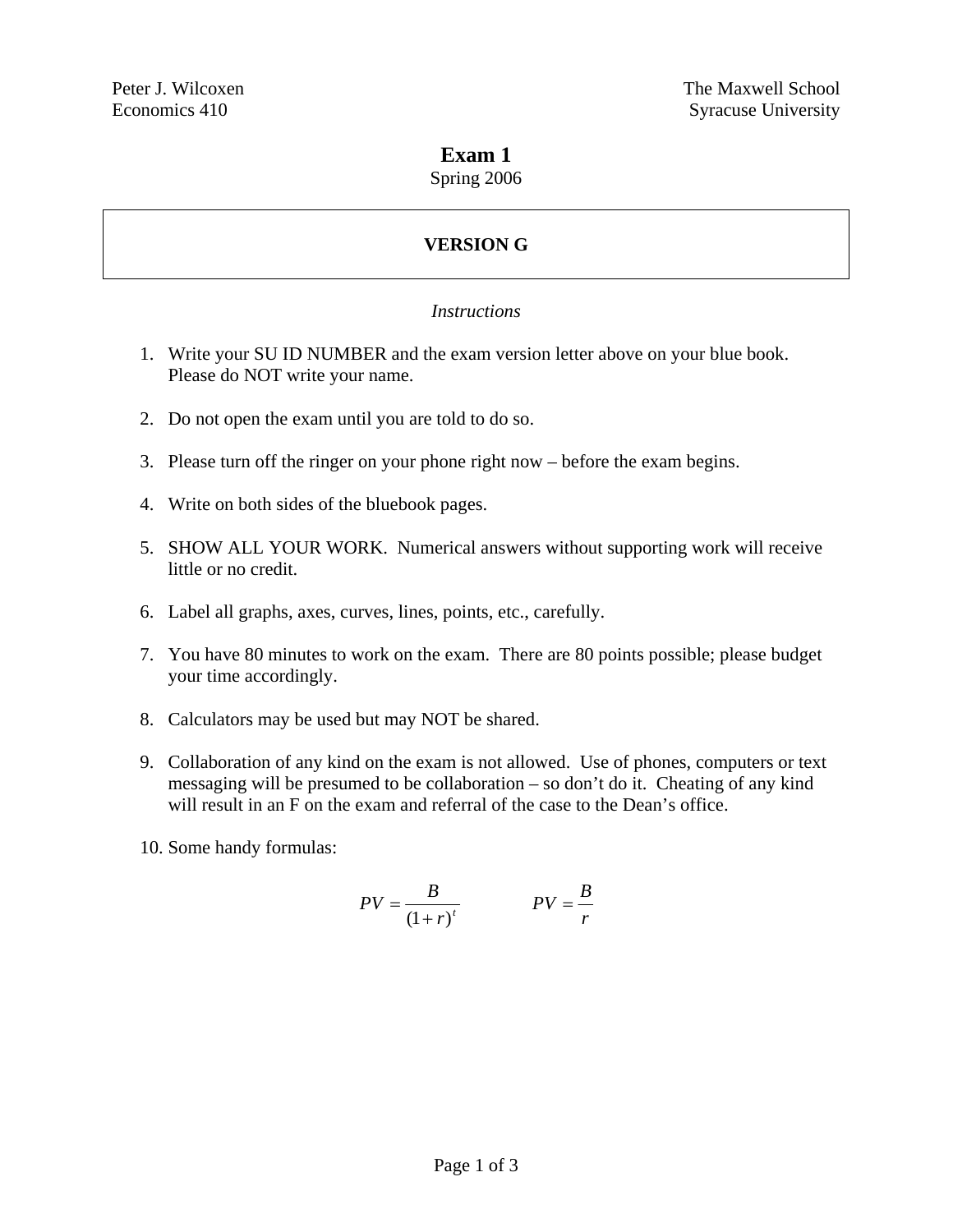Peter J. Wilcoxen  
Economics 410

The Maxwell School  
Syracuse University

# Exam 1

Spring 2006

**VERSION G**

*Instructions*

1. Write your SU ID NUMBER and the exam version letter above on your blue book. Please do NOT write your name.

2. Do not open the exam until you are told to do so.

3. Please turn off the ringer on your phone right now – before the exam begins.

4. Write on both sides of the bluebook pages.

5. SHOW ALL YOUR WORK. Numerical answers without supporting work will receive little or no credit.

6. Label all graphs, axes, curves, lines, points, etc., carefully.

7. You have 80 minutes to work on the exam. There are 80 points possible; please budget your time accordingly.

8. Calculators may be used but may NOT be shared.

9. Collaboration of any kind on the exam is not allowed. Use of phones, computers or text messaging will be presumed to be collaboration – so don't do it. Cheating of any kind will result in an F on the exam and referral of the case to the Dean's office.

10. Some handy formulas:

$$PV = \frac{B}{(1+r)^t} \qquad PV = \frac{B}{r}$$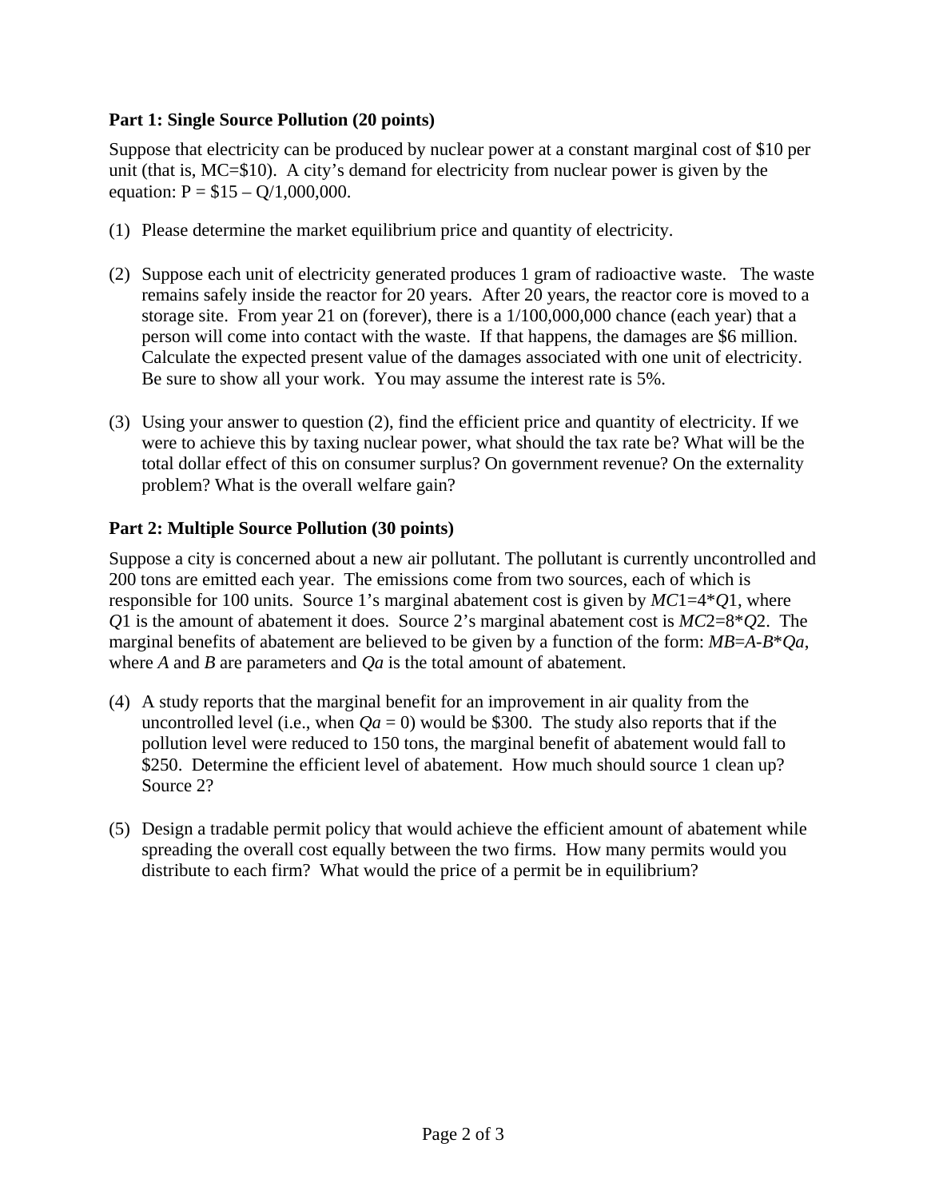**Part 1: Single Source Pollution (20 points)**

Suppose that electricity can be produced by nuclear power at a constant marginal cost of \$10 per unit (that is, MC=\$10). A city's demand for electricity from nuclear power is given by the equation: $P = \$15 – Q/1,000,000$.

(1) Please determine the market equilibrium price and quantity of electricity.

(2) Suppose each unit of electricity generated produces 1 gram of radioactive waste. The waste remains safely inside the reactor for 20 years. After 20 years, the reactor core is moved to a storage site. From year 21 on (forever), there is a 1/100,000,000 chance (each year) that a person will come into contact with the waste. If that happens, the damages are \$6 million. Calculate the expected present value of the damages associated with one unit of electricity. Be sure to show all your work. You may assume the interest rate is 5%.

(3) Using your answer to question (2), find the efficient price and quantity of electricity. If we were to achieve this by taxing nuclear power, what should the tax rate be? What will be the total dollar effect of this on consumer surplus? On government revenue? On the externality problem? What is the overall welfare gain?

**Part 2: Multiple Source Pollution (30 points)**

Suppose a city is concerned about a new air pollutant. The pollutant is currently uncontrolled and 200 tons are emitted each year. The emissions come from two sources, each of which is responsible for 100 units. Source 1's marginal abatement cost is given by $MC1=4*Q1$, where $Q1$ is the amount of abatement it does. Source 2's marginal abatement cost is $MC2=8*Q2$. The marginal benefits of abatement are believed to be given by a function of the form: $MB=A-B*Qa$, where $A$ and $B$ are parameters and $Qa$ is the total amount of abatement.

(4) A study reports that the marginal benefit for an improvement in air quality from the uncontrolled level (i.e., when $Qa = 0$) would be \$300. The study also reports that if the pollution level were reduced to 150 tons, the marginal benefit of abatement would fall to \$250. Determine the efficient level of abatement. How much should source 1 clean up? Source 2?

(5) Design a tradable permit policy that would achieve the efficient amount of abatement while spreading the overall cost equally between the two firms. How many permits would you distribute to each firm? What would the price of a permit be in equilibrium?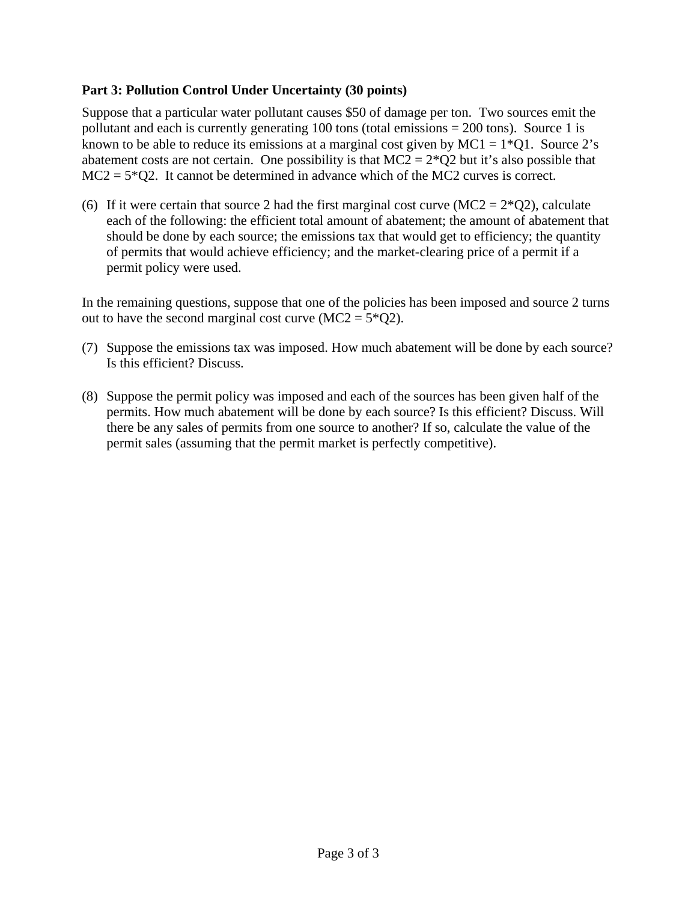**Part 3: Pollution Control Under Uncertainty (30 points)**

Suppose that a particular water pollutant causes \$50 of damage per ton. Two sources emit the pollutant and each is currently generating 100 tons (total emissions = 200 tons). Source 1 is known to be able to reduce its emissions at a marginal cost given by $MC1 = 1*Q1$. Source 2's abatement costs are not certain. One possibility is that $MC2 = 2*Q2$ but it's also possible that $MC2 = 5*Q2$. It cannot be determined in advance which of the MC2 curves is correct.

(6) If it were certain that source 2 had the first marginal cost curve ($MC2 = 2*Q2$), calculate each of the following: the efficient total amount of abatement; the amount of abatement that should be done by each source; the emissions tax that would get to efficiency; the quantity of permits that would achieve efficiency; and the market-clearing price of a permit if a permit policy were used.

In the remaining questions, suppose that one of the policies has been imposed and source 2 turns out to have the second marginal cost curve ($MC2 = 5*Q2$).

(7) Suppose the emissions tax was imposed. How much abatement will be done by each source? Is this efficient? Discuss.

(8) Suppose the permit policy was imposed and each of the sources has been given half of the permits. How much abatement will be done by each source? Is this efficient? Discuss. Will there be any sales of permits from one source to another? If so, calculate the value of the permit sales (assuming that the permit market is perfectly competitive).